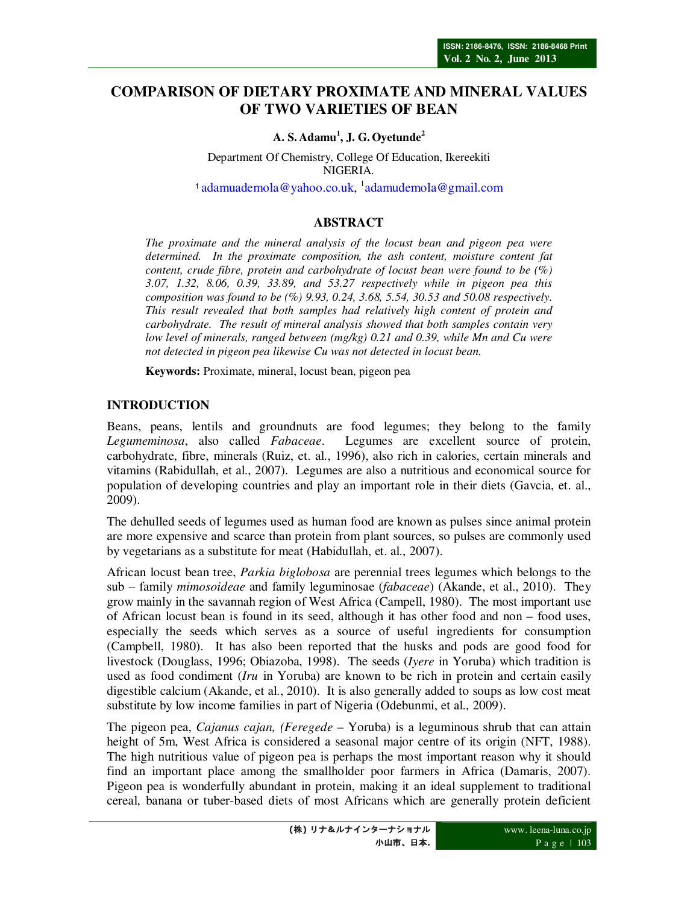# COMPARISON OF DIETARY PROXIMATE AND MINERAL VALUES OF TWO VARIETIES OF BEAN

**A. S. Adamu[1], J. G. Oyetunde[2]**

Department Of Chemistry, College Of Education, Ikereekiti
NIGERIA.

[1] adamuademola@yahoo.co.uk, [1]adamudemola@gmail.com

## ABSTRACT

*The proximate and the mineral analysis of the locust bean and pigeon pea were determined. In the proximate composition, the ash content, moisture content fat content, crude fibre, protein and carbohydrate of locust bean were found to be (%) 3.07, 1.32, 8.06, 0.39, 33.89, and 53.27 respectively while in pigeon pea this composition was found to be (%) 9.93, 0.24, 3.68, 5.54, 30.53 and 50.08 respectively. This result revealed that both samples had relatively high content of protein and carbohydrate. The result of mineral analysis showed that both samples contain very low level of minerals, ranged between (mg/kg) 0.21 and 0.39, while Mn and Cu were not detected in pigeon pea likewise Cu was not detected in locust bean.*

**Keywords:** Proximate, mineral, locust bean, pigeon pea

## INTRODUCTION

Beans, peans, lentils and groundnuts are food legumes; they belong to the family *Legumeminosa*, also called *Fabaceae*. Legumes are excellent source of protein, carbohydrate, fibre, minerals (Ruiz, et. al., 1996), also rich in calories, certain minerals and vitamins (Rabidullah, et al., 2007). Legumes are also a nutritious and economical source for population of developing countries and play an important role in their diets (Gavcia, et. al., 2009).

The dehulled seeds of legumes used as human food are known as pulses since animal protein are more expensive and scarce than protein from plant sources, so pulses are commonly used by vegetarians as a substitute for meat (Habidullah, et. al., 2007).

African locust bean tree, *Parkia biglobosa* are perennial trees legumes which belongs to the sub – family *mimosoideae* and family leguminosae (*fabaceae*) (Akande, et al., 2010). They grow mainly in the savannah region of West Africa (Campell, 1980). The most important use of African locust bean is found in its seed, although it has other food and non – food uses, especially the seeds which serves as a source of useful ingredients for consumption (Campbell, 1980). It has also been reported that the husks and pods are good food for livestock (Douglass, 1996; Obiazoba, 1998). The seeds (*Iyere* in Yoruba) which tradition is used as food condiment (*Iru* in Yoruba) are known to be rich in protein and certain easily digestible calcium (Akande, et al., 2010). It is also generally added to soups as low cost meat substitute by low income families in part of Nigeria (Odebunmi, et al., 2009).

The pigeon pea, *Cajanus cajan, (Feregede* – Yoruba) is a leguminous shrub that can attain height of 5m, West Africa is considered a seasonal major centre of its origin (NFT, 1988). The high nutritious value of pigeon pea is perhaps the most important reason why it should find an important place among the smallholder poor farmers in Africa (Damaris, 2007). Pigeon pea is wonderfully abundant in protein, making it an ideal supplement to traditional cereal, banana or tuber-based diets of most Africans which are generally protein deficient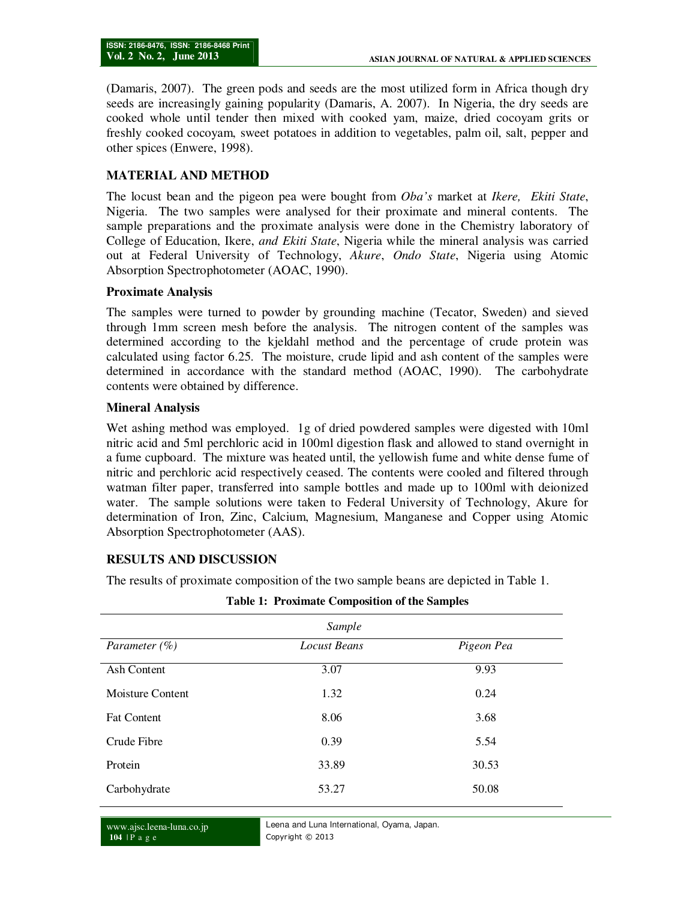(Damaris, 2007). The green pods and seeds are the most utilized form in Africa though dry seeds are increasingly gaining popularity (Damaris, A. 2007). In Nigeria, the dry seeds are cooked whole until tender then mixed with cooked yam, maize, dried cocoyam grits or freshly cooked cocoyam, sweet potatoes in addition to vegetables, palm oil, salt, pepper and other spices (Enwere, 1998).

## MATERIAL AND METHOD

The locust bean and the pigeon pea were bought from *Oba's* market at *Ikere, Ekiti State*, Nigeria. The two samples were analysed for their proximate and mineral contents. The sample preparations and the proximate analysis were done in the Chemistry laboratory of College of Education, Ikere, *and Ekiti State*, Nigeria while the mineral analysis was carried out at Federal University of Technology, *Akure*, *Ondo State*, Nigeria using Atomic Absorption Spectrophotometer (AOAC, 1990).

### Proximate Analysis

The samples were turned to powder by grounding machine (Tecator, Sweden) and sieved through 1mm screen mesh before the analysis. The nitrogen content of the samples was determined according to the kjeldahl method and the percentage of crude protein was calculated using factor 6.25. The moisture, crude lipid and ash content of the samples were determined in accordance with the standard method (AOAC, 1990). The carbohydrate contents were obtained by difference.

### Mineral Analysis

Wet ashing method was employed. 1g of dried powdered samples were digested with 10ml nitric acid and 5ml perchloric acid in 100ml digestion flask and allowed to stand overnight in a fume cupboard. The mixture was heated until, the yellowish fume and white dense fume of nitric and perchloric acid respectively ceased. The contents were cooled and filtered through watman filter paper, transferred into sample bottles and made up to 100ml with deionized water. The sample solutions were taken to Federal University of Technology, Akure for determination of Iron, Zinc, Calcium, Magnesium, Manganese and Copper using Atomic Absorption Spectrophotometer (AAS).

## RESULTS AND DISCUSSION

The results of proximate composition of the two sample beans are depicted in Table 1.

**Table 1: Proximate Composition of the Samples**

| | *Sample* | |
|---|---|---|
| *Parameter (%)* | *Locust Beans* | *Pigeon Pea* |
| Ash Content | 3.07 | 9.93 |
| Moisture Content | 1.32 | 0.24 |
| Fat Content | 8.06 | 3.68 |
| Crude Fibre | 0.39 | 5.54 |
| Protein | 33.89 | 30.53 |
| Carbohydrate | 53.27 | 50.08 |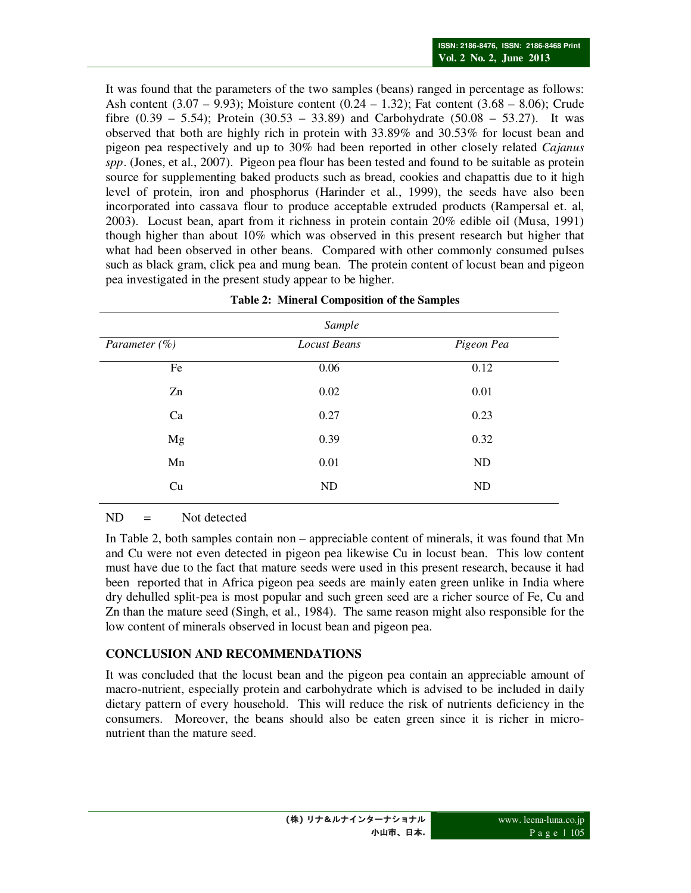It was found that the parameters of the two samples (beans) ranged in percentage as follows: Ash content (3.07 – 9.93); Moisture content (0.24 – 1.32); Fat content (3.68 – 8.06); Crude fibre (0.39 – 5.54); Protein (30.53 – 33.89) and Carbohydrate (50.08 – 53.27). It was observed that both are highly rich in protein with 33.89% and 30.53% for locust bean and pigeon pea respectively and up to 30% had been reported in other closely related *Cajanus spp*. (Jones, et al., 2007). Pigeon pea flour has been tested and found to be suitable as protein source for supplementing baked products such as bread, cookies and chapattis due to it high level of protein, iron and phosphorus (Harinder et al., 1999), the seeds have also been incorporated into cassava flour to produce acceptable extruded products (Rampersal et. al, 2003). Locust bean, apart from it richness in protein contain 20% edible oil (Musa, 1991) though higher than about 10% which was observed in this present research but higher that what had been observed in other beans. Compared with other commonly consumed pulses such as black gram, click pea and mung bean. The protein content of locust bean and pigeon pea investigated in the present study appear to be higher.

**Table 2: Mineral Composition of the Samples**

| | *Sample* | |
|---|---|---|
| *Parameter (%)* | *Locust Beans* | *Pigeon Pea* |
| Fe | 0.06 | 0.12 |
| Zn | 0.02 | 0.01 |
| Ca | 0.27 | 0.23 |
| Mg | 0.39 | 0.32 |
| Mn | 0.01 | ND |
| Cu | ND | ND |

ND = Not detected

In Table 2, both samples contain non – appreciable content of minerals, it was found that Mn and Cu were not even detected in pigeon pea likewise Cu in locust bean. This low content must have due to the fact that mature seeds were used in this present research, because it had been reported that in Africa pigeon pea seeds are mainly eaten green unlike in India where dry dehulled split-pea is most popular and such green seed are a richer source of Fe, Cu and Zn than the mature seed (Singh, et al., 1984). The same reason might also responsible for the low content of minerals observed in locust bean and pigeon pea.

## CONCLUSION AND RECOMMENDATIONS

It was concluded that the locust bean and the pigeon pea contain an appreciable amount of macro-nutrient, especially protein and carbohydrate which is advised to be included in daily dietary pattern of every household. This will reduce the risk of nutrients deficiency in the consumers. Moreover, the beans should also be eaten green since it is richer in micro-nutrient than the mature seed.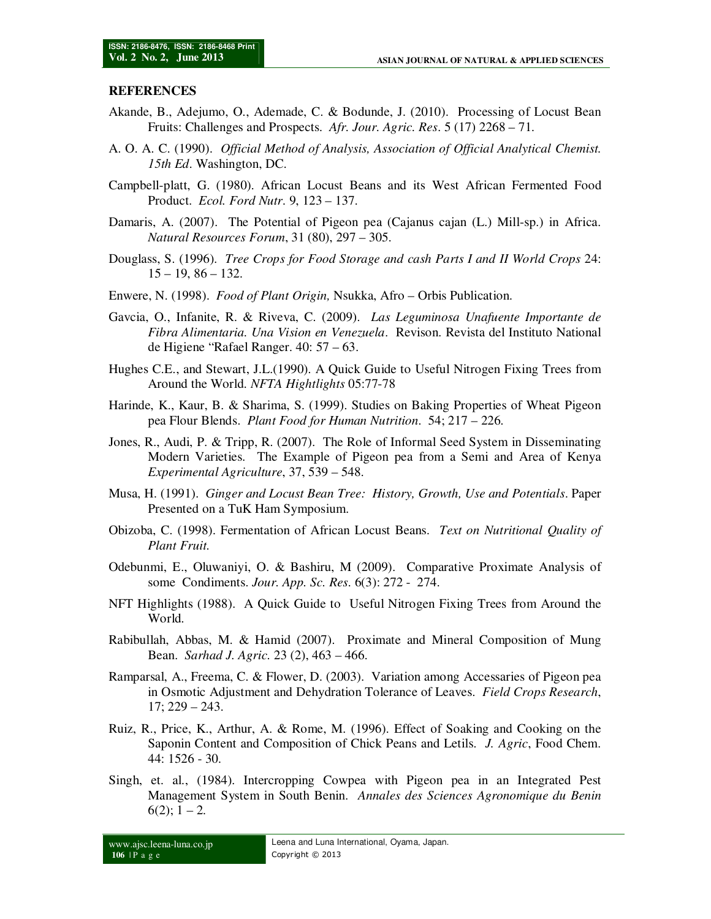## REFERENCES

Akande, B., Adejumo, O., Ademade, C. & Bodunde, J. (2010). Processing of Locust Bean Fruits: Challenges and Prospects. *Afr. Jour. Agric. Res*. 5 (17) 2268 – 71.

A. O. A. C. (1990). *Official Method of Analysis, Association of Official Analytical Chemist. 15th Ed*. Washington, DC.

Campbell-platt, G. (1980). African Locust Beans and its West African Fermented Food Product. *Ecol. Ford Nutr*. 9, 123 – 137.

Damaris, A. (2007). The Potential of Pigeon pea (Cajanus cajan (L.) Mill-sp.) in Africa. *Natural Resources Forum*, 31 (80), 297 – 305.

Douglass, S. (1996). *Tree Crops for Food Storage and cash Parts I and II World Crops* 24: 15 – 19, 86 – 132.

Enwere, N. (1998). *Food of Plant Origin,* Nsukka, Afro – Orbis Publication.

Gavcia, O., Infanite, R. & Riveva, C. (2009). *Las Leguminosa Unafuente Importante de Fibra Alimentaria. Una Vision en Venezuela*. Revison. Revista del Instituto National de Higiene "Rafael Ranger. 40: 57 – 63.

Hughes C.E., and Stewart, J.L.(1990). A Quick Guide to Useful Nitrogen Fixing Trees from Around the World. *NFTA Hightlights* 05:77-78

Harinde, K., Kaur, B. & Sharima, S. (1999). Studies on Baking Properties of Wheat Pigeon pea Flour Blends. *Plant Food for Human Nutrition*. 54; 217 – 226.

Jones, R., Audi, P. & Tripp, R. (2007). The Role of Informal Seed System in Disseminating Modern Varieties. The Example of Pigeon pea from a Semi and Area of Kenya *Experimental Agriculture*, 37, 539 – 548.

Musa, H. (1991). *Ginger and Locust Bean Tree: History, Growth, Use and Potentials*. Paper Presented on a TuK Ham Symposium.

Obizoba, C. (1998). Fermentation of African Locust Beans. *Text on Nutritional Quality of Plant Fruit.*

Odebunmi, E., Oluwaniyi, O. & Bashiru, M (2009). Comparative Proximate Analysis of some Condiments. *Jour. App. Sc. Res*. 6(3): 272 - 274.

NFT Highlights (1988). A Quick Guide to Useful Nitrogen Fixing Trees from Around the World.

Rabibullah, Abbas, M. & Hamid (2007). Proximate and Mineral Composition of Mung Bean. *Sarhad J. Agric.* 23 (2), 463 – 466.

Ramparsal, A., Freema, C. & Flower, D. (2003). Variation among Accessaries of Pigeon pea in Osmotic Adjustment and Dehydration Tolerance of Leaves. *Field Crops Research*, 17; 229 – 243.

Ruiz, R., Price, K., Arthur, A. & Rome, M. (1996). Effect of Soaking and Cooking on the Saponin Content and Composition of Chick Peans and Letils. *J. Agric*, Food Chem. 44: 1526 - 30.

Singh, et. al., (1984). Intercropping Cowpea with Pigeon pea in an Integrated Pest Management System in South Benin. *Annales des Sciences Agronomique du Benin* 6(2); 1 – 2.